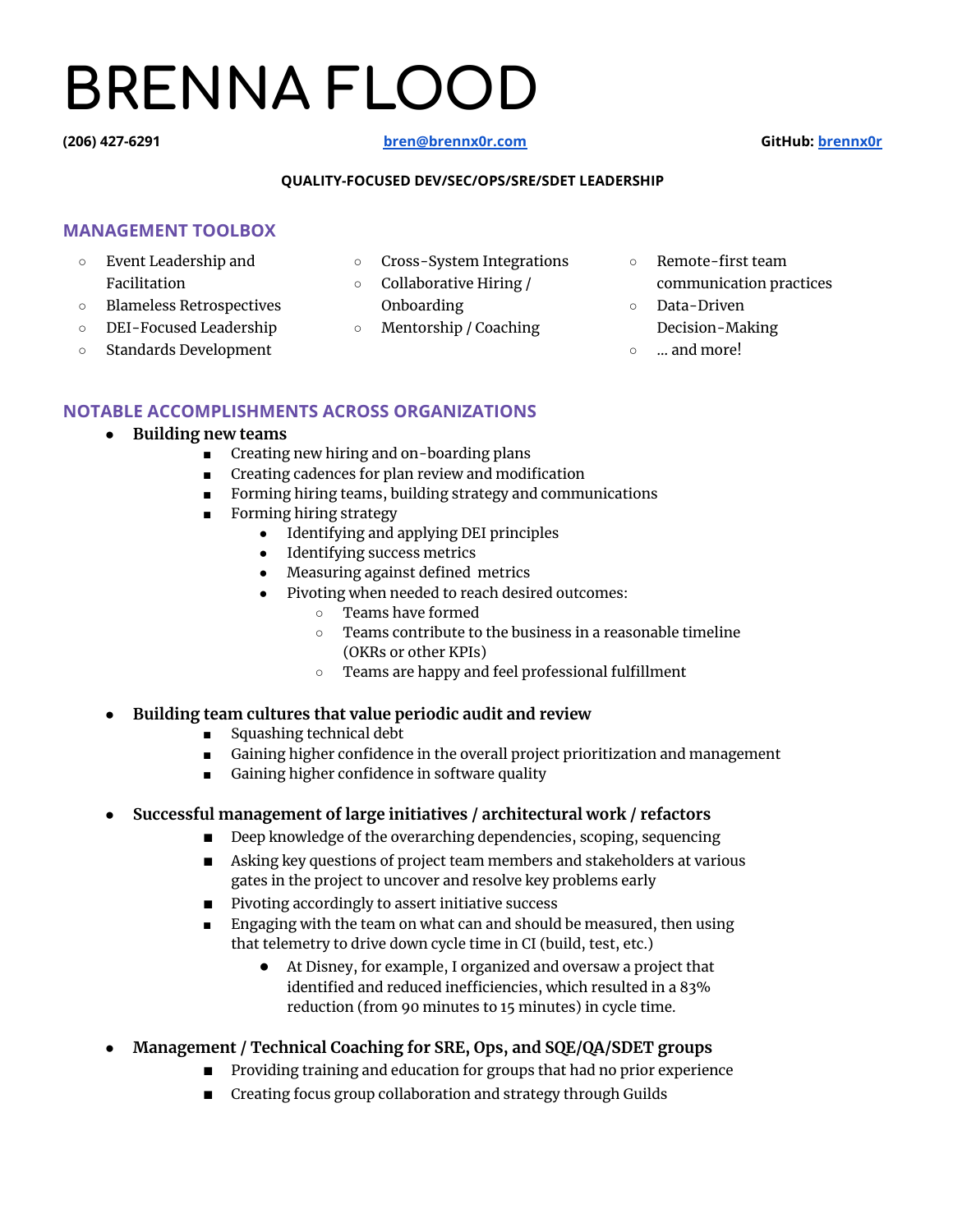# BRENNA FLOOD

**(206) 427-6291** **[bren@brennx0r.com](mailto:bren@brennx0r.com)** **GitHub: [brennx0r](https://github.com/brennx0r)**

**QUALITY-FOCUSED DEV/SEC/OPS/SRE/SDET LEADERSHIP**

## MANAGEMENT TOOLBOX

- Event Leadership and Facilitation
- Blameless Retrospectives
- DEI-Focused Leadership
- Standards Development
- Cross-System Integrations
- Collaborative Hiring / Onboarding
- Mentorship / Coaching
- Remote-first team communication practices
- Data-Driven Decision-Making
- ... and more!

## NOTABLE ACCOMPLISHMENTS ACROSS ORGANIZATIONS

- **Building new teams**
  - Creating new hiring and on-boarding plans
  - Creating cadences for plan review and modification
  - Forming hiring teams, building strategy and communications
  - Forming hiring strategy
    - Identifying and applying DEI principles
    - Identifying success metrics
    - Measuring against defined metrics
    - Pivoting when needed to reach desired outcomes:
      - Teams have formed
      - Teams contribute to the business in a reasonable timeline (OKRs or other KPIs)
      - Teams are happy and feel professional fulfillment

- **Building team cultures that value periodic audit and review**
  - Squashing technical debt
  - Gaining higher confidence in the overall project prioritization and management
  - Gaining higher confidence in software quality

- **Successful management of large initiatives / architectural work / refactors**
  - Deep knowledge of the overarching dependencies, scoping, sequencing
  - Asking key questions of project team members and stakeholders at various gates in the project to uncover and resolve key problems early
  - Pivoting accordingly to assert initiative success
  - Engaging with the team on what can and should be measured, then using that telemetry to drive down cycle time in CI (build, test, etc.)
    - At Disney, for example, I organized and oversaw a project that identified and reduced inefficiencies, which resulted in a 83% reduction (from 90 minutes to 15 minutes) in cycle time.

- **Management / Technical Coaching for SRE, Ops, and SQE/QA/SDET groups**
  - Providing training and education for groups that had no prior experience
  - Creating focus group collaboration and strategy through Guilds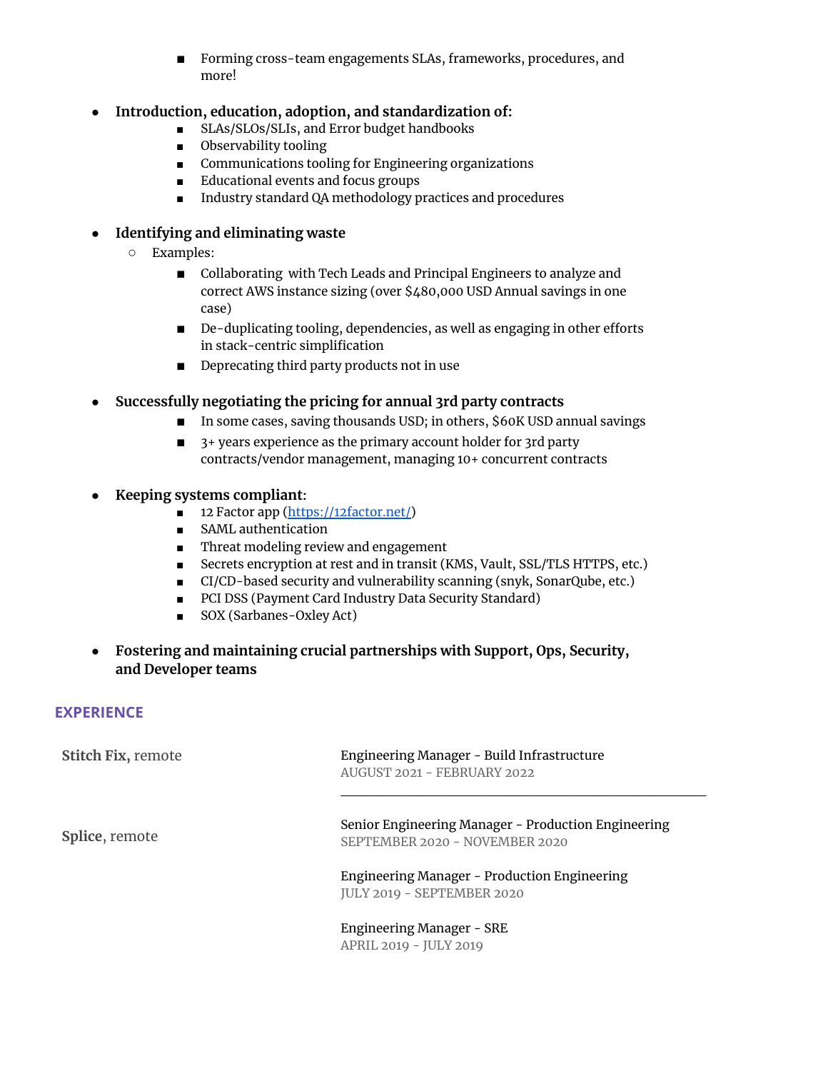- Forming cross-team engagements SLAs, frameworks, procedures, and more!

- **Introduction, education, adoption, and standardization of:**
        - SLAs/SLOs/SLIs, and Error budget handbooks
        - Observability tooling
        - Communications tooling for Engineering organizations
        - Educational events and focus groups
        - Industry standard QA methodology practices and procedures

- **Identifying and eliminating waste**
    - Examples:
        - Collaborating with Tech Leads and Principal Engineers to analyze and correct AWS instance sizing (over $480,000 USD Annual savings in one case)
        - De-duplicating tooling, dependencies, as well as engaging in other efforts in stack-centric simplification
        - Deprecating third party products not in use

- **Successfully negotiating the pricing for annual 3rd party contracts**
        - In some cases, saving thousands USD; in others, $60K USD annual savings
        - 3+ years experience as the primary account holder for 3rd party contracts/vendor management, managing 10+ concurrent contracts

- **Keeping systems compliant**:
        - 12 Factor app (https://12factor.net/)
        - SAML authentication
        - Threat modeling review and engagement
        - Secrets encryption at rest and in transit (KMS, Vault, SSL/TLS HTTPS, etc.)
        - CI/CD-based security and vulnerability scanning (snyk, SonarQube, etc.)
        - PCI DSS (Payment Card Industry Data Security Standard)
        - SOX (Sarbanes-Oxley Act)

- **Fostering and maintaining crucial partnerships with Support, Ops, Security, and Developer teams**

## EXPERIENCE

**Stitch Fix,** remote

Engineering Manager - Build Infrastructure
AUGUST 2021 - FEBRUARY 2022

---

**Splice**, remote

Senior Engineering Manager - Production Engineering
SEPTEMBER 2020 - NOVEMBER 2020

Engineering Manager - Production Engineering
JULY 2019 - SEPTEMBER 2020

Engineering Manager - SRE
APRIL 2019 - JULY 2019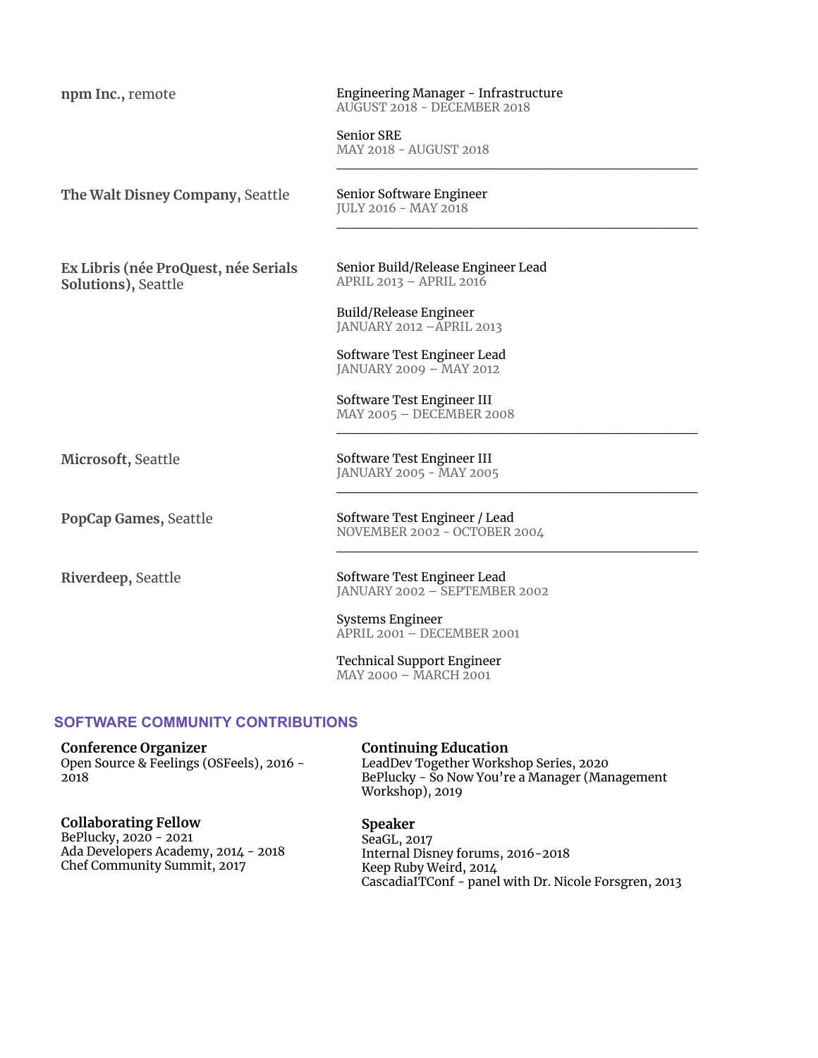**npm Inc.,** remote

Engineering Manager - Infrastructure
AUGUST 2018 - DECEMBER 2018

Senior SRE
MAY 2018 - AUGUST 2018

---

**The Walt Disney Company,** Seattle

Senior Software Engineer
JULY 2016 - MAY 2018

---

**Ex Libris (née ProQuest, née Serials Solutions),** Seattle

Senior Build/Release Engineer Lead
APRIL 2013 – APRIL 2016

Build/Release Engineer
JANUARY 2012 –APRIL 2013

Software Test Engineer Lead
JANUARY 2009 – MAY 2012

Software Test Engineer III
MAY 2005 – DECEMBER 2008

---

**Microsoft,** Seattle

Software Test Engineer III
JANUARY 2005 - MAY 2005

---

**PopCap Games,** Seattle

Software Test Engineer / Lead
NOVEMBER 2002 - OCTOBER 2004

---

**Riverdeep,** Seattle

Software Test Engineer Lead
JANUARY 2002 – SEPTEMBER 2002

Systems Engineer
APRIL 2001 – DECEMBER 2001

Technical Support Engineer
MAY 2000 – MARCH 2001

## SOFTWARE COMMUNITY CONTRIBUTIONS

**Conference Organizer**
Open Source & Feelings (OSFeels), 2016 - 2018

**Collaborating Fellow**
BePlucky, 2020 - 2021
Ada Developers Academy, 2014 - 2018
Chef Community Summit, 2017

**Continuing Education**
LeadDev Together Workshop Series, 2020
BePlucky - So Now You're a Manager (Management Workshop), 2019

**Speaker**
SeaGL, 2017
Internal Disney forums, 2016-2018
Keep Ruby Weird, 2014
CascadiaITConf - panel with Dr. Nicole Forsgren, 2013